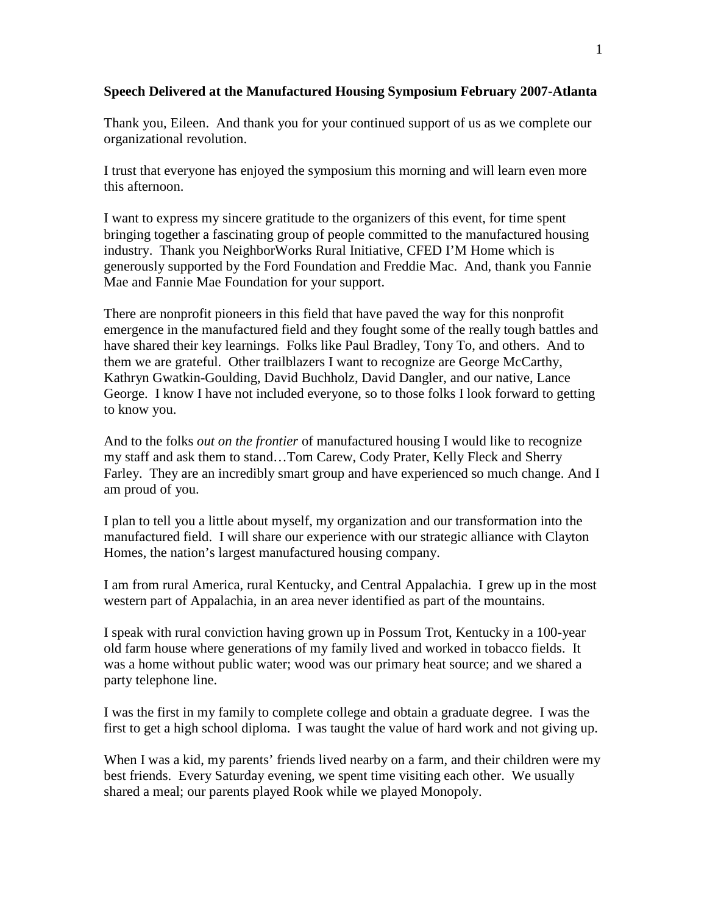**Speech Delivered at the Manufactured Housing Symposium February 2007-Atlanta**

Thank you, Eileen. And thank you for your continued support of us as we complete our organizational revolution.

I trust that everyone has enjoyed the symposium this morning and will learn even more this afternoon.

I want to express my sincere gratitude to the organizers of this event, for time spent bringing together a fascinating group of people committed to the manufactured housing industry. Thank you NeighborWorks Rural Initiative, CFED I'M Home which is generously supported by the Ford Foundation and Freddie Mac. And, thank you Fannie Mae and Fannie Mae Foundation for your support.

There are nonprofit pioneers in this field that have paved the way for this nonprofit emergence in the manufactured field and they fought some of the really tough battles and have shared their key learnings. Folks like Paul Bradley, Tony To, and others. And to them we are grateful. Other trailblazers I want to recognize are George McCarthy, Kathryn Gwatkin-Goulding, David Buchholz, David Dangler, and our native, Lance George. I know I have not included everyone, so to those folks I look forward to getting to know you.

And to the folks *out on the frontier* of manufactured housing I would like to recognize my staff and ask them to stand…Tom Carew, Cody Prater, Kelly Fleck and Sherry Farley. They are an incredibly smart group and have experienced so much change. And I am proud of you.

I plan to tell you a little about myself, my organization and our transformation into the manufactured field. I will share our experience with our strategic alliance with Clayton Homes, the nation's largest manufactured housing company.

I am from rural America, rural Kentucky, and Central Appalachia. I grew up in the most western part of Appalachia, in an area never identified as part of the mountains.

I speak with rural conviction having grown up in Possum Trot, Kentucky in a 100-year old farm house where generations of my family lived and worked in tobacco fields. It was a home without public water; wood was our primary heat source; and we shared a party telephone line.

I was the first in my family to complete college and obtain a graduate degree. I was the first to get a high school diploma. I was taught the value of hard work and not giving up.

When I was a kid, my parents' friends lived nearby on a farm, and their children were my best friends. Every Saturday evening, we spent time visiting each other. We usually shared a meal; our parents played Rook while we played Monopoly.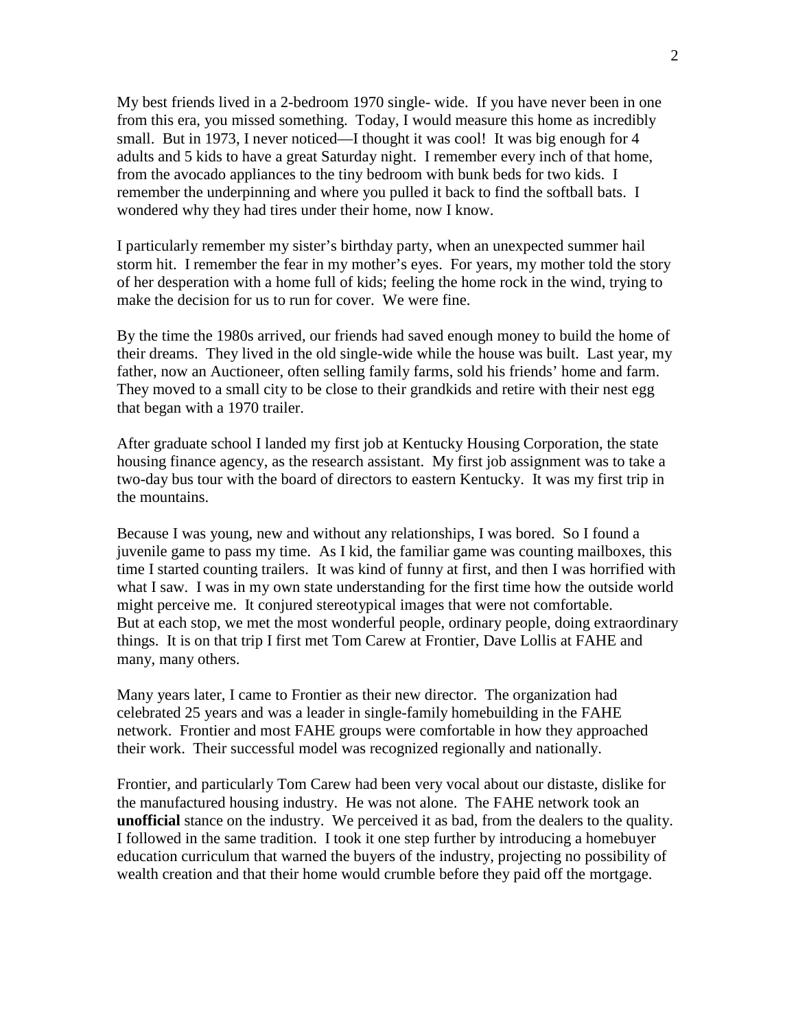My best friends lived in a 2-bedroom 1970 single- wide. If you have never been in one from this era, you missed something. Today, I would measure this home as incredibly small. But in 1973, I never noticed—I thought it was cool! It was big enough for 4 adults and 5 kids to have a great Saturday night. I remember every inch of that home, from the avocado appliances to the tiny bedroom with bunk beds for two kids. I remember the underpinning and where you pulled it back to find the softball bats. I wondered why they had tires under their home, now I know.

I particularly remember my sister's birthday party, when an unexpected summer hail storm hit. I remember the fear in my mother's eyes. For years, my mother told the story of her desperation with a home full of kids; feeling the home rock in the wind, trying to make the decision for us to run for cover. We were fine.

By the time the 1980s arrived, our friends had saved enough money to build the home of their dreams. They lived in the old single-wide while the house was built. Last year, my father, now an Auctioneer, often selling family farms, sold his friends' home and farm. They moved to a small city to be close to their grandkids and retire with their nest egg that began with a 1970 trailer.

After graduate school I landed my first job at Kentucky Housing Corporation, the state housing finance agency, as the research assistant. My first job assignment was to take a two-day bus tour with the board of directors to eastern Kentucky. It was my first trip in the mountains.

Because I was young, new and without any relationships, I was bored. So I found a juvenile game to pass my time. As I kid, the familiar game was counting mailboxes, this time I started counting trailers. It was kind of funny at first, and then I was horrified with what I saw. I was in my own state understanding for the first time how the outside world might perceive me. It conjured stereotypical images that were not comfortable. But at each stop, we met the most wonderful people, ordinary people, doing extraordinary things. It is on that trip I first met Tom Carew at Frontier, Dave Lollis at FAHE and many, many others.

Many years later, I came to Frontier as their new director. The organization had celebrated 25 years and was a leader in single-family homebuilding in the FAHE network. Frontier and most FAHE groups were comfortable in how they approached their work. Their successful model was recognized regionally and nationally.

Frontier, and particularly Tom Carew had been very vocal about our distaste, dislike for the manufactured housing industry. He was not alone. The FAHE network took an **unofficial** stance on the industry. We perceived it as bad, from the dealers to the quality. I followed in the same tradition. I took it one step further by introducing a homebuyer education curriculum that warned the buyers of the industry, projecting no possibility of wealth creation and that their home would crumble before they paid off the mortgage.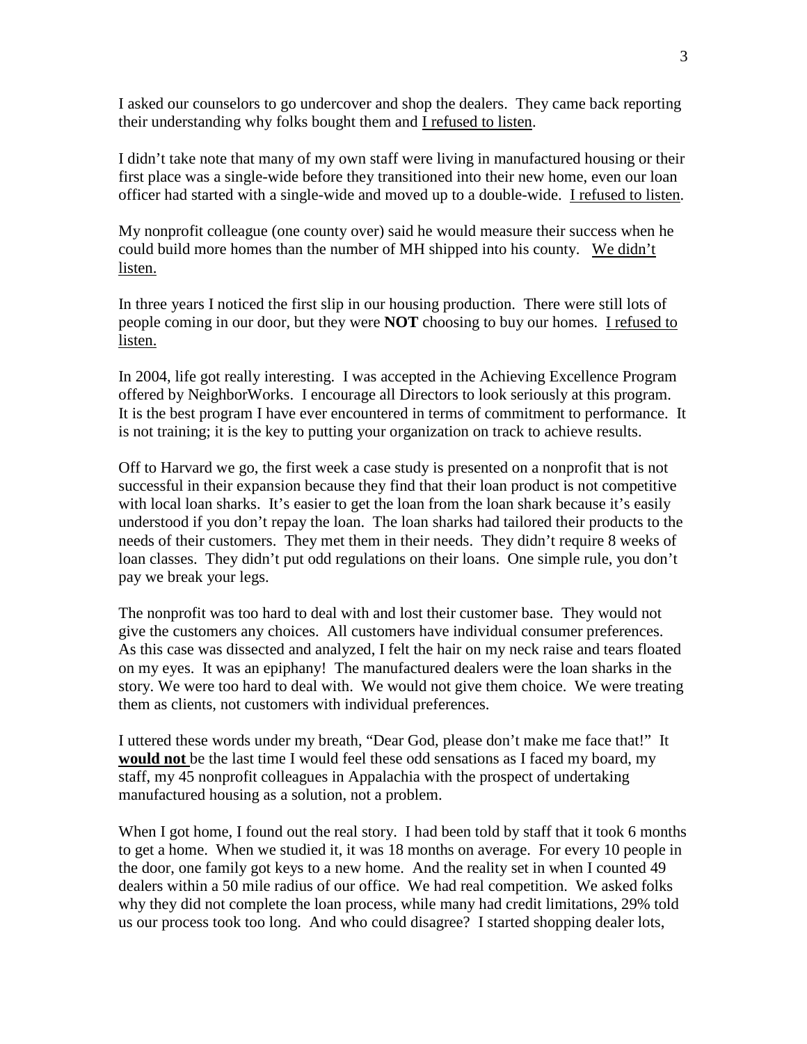I asked our counselors to go undercover and shop the dealers. They came back reporting their understanding why folks bought them and <u>I refused to listen</u>.

I didn't take note that many of my own staff were living in manufactured housing or their first place was a single-wide before they transitioned into their new home, even our loan officer had started with a single-wide and moved up to a double-wide. <u>I refused to listen</u>.

My nonprofit colleague (one county over) said he would measure their success when he could build more homes than the number of MH shipped into his county. <u>We didn't listen.</u>

In three years I noticed the first slip in our housing production. There were still lots of people coming in our door, but they were **NOT** choosing to buy our homes. <u>I refused to listen.</u>

In 2004, life got really interesting. I was accepted in the Achieving Excellence Program offered by NeighborWorks. I encourage all Directors to look seriously at this program. It is the best program I have ever encountered in terms of commitment to performance. It is not training; it is the key to putting your organization on track to achieve results.

Off to Harvard we go, the first week a case study is presented on a nonprofit that is not successful in their expansion because they find that their loan product is not competitive with local loan sharks. It's easier to get the loan from the loan shark because it's easily understood if you don't repay the loan. The loan sharks had tailored their products to the needs of their customers. They met them in their needs. They didn't require 8 weeks of loan classes. They didn't put odd regulations on their loans. One simple rule, you don't pay we break your legs.

The nonprofit was too hard to deal with and lost their customer base. They would not give the customers any choices. All customers have individual consumer preferences. As this case was dissected and analyzed, I felt the hair on my neck raise and tears floated on my eyes. It was an epiphany! The manufactured dealers were the loan sharks in the story. We were too hard to deal with. We would not give them choice. We were treating them as clients, not customers with individual preferences.

I uttered these words under my breath, "Dear God, please don't make me face that!" It **<u>would not</u>** be the last time I would feel these odd sensations as I faced my board, my staff, my 45 nonprofit colleagues in Appalachia with the prospect of undertaking manufactured housing as a solution, not a problem.

When I got home, I found out the real story. I had been told by staff that it took 6 months to get a home. When we studied it, it was 18 months on average. For every 10 people in the door, one family got keys to a new home. And the reality set in when I counted 49 dealers within a 50 mile radius of our office. We had real competition. We asked folks why they did not complete the loan process, while many had credit limitations, 29% told us our process took too long. And who could disagree? I started shopping dealer lots,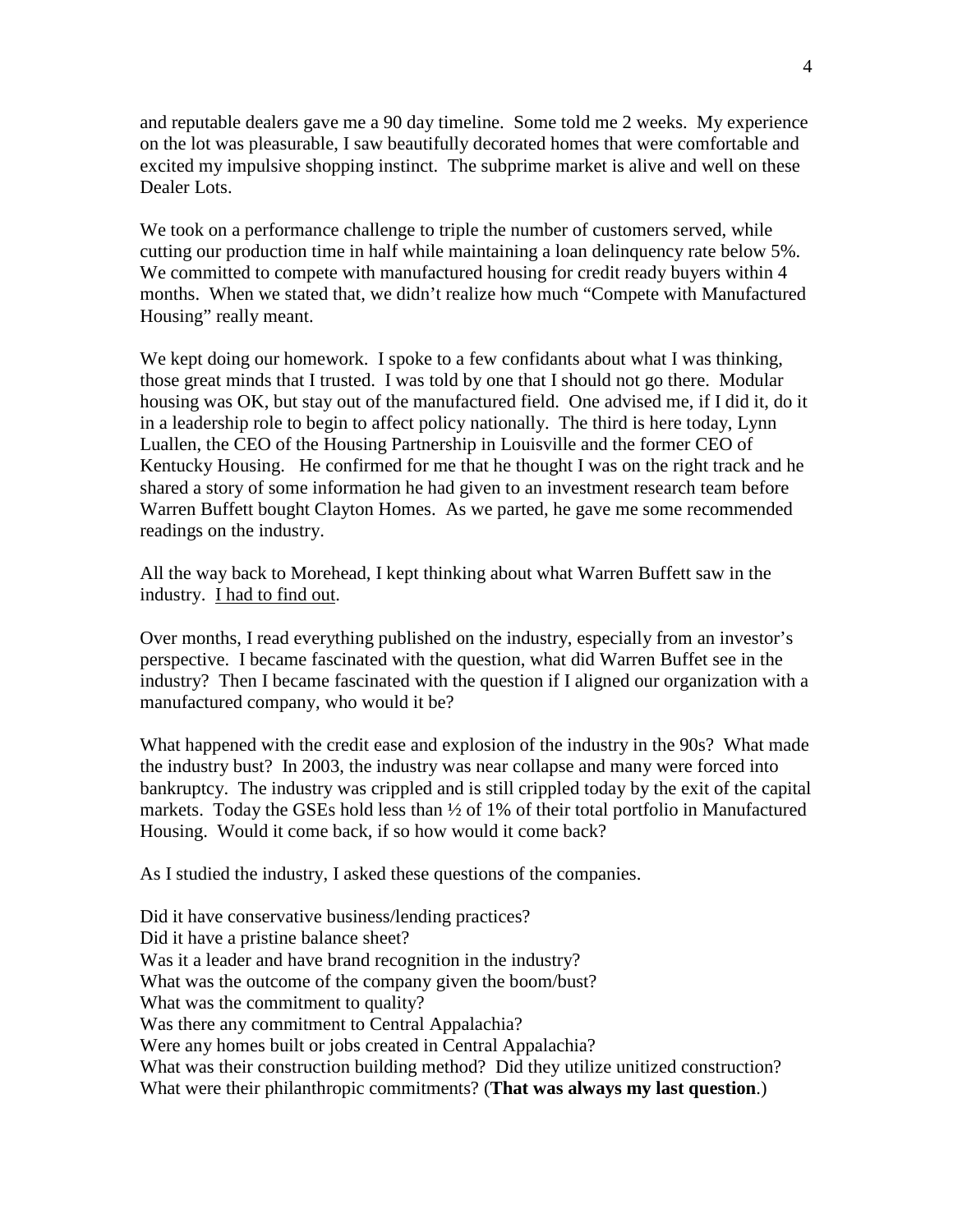and reputable dealers gave me a 90 day timeline. Some told me 2 weeks. My experience on the lot was pleasurable, I saw beautifully decorated homes that were comfortable and excited my impulsive shopping instinct. The subprime market is alive and well on these Dealer Lots.

We took on a performance challenge to triple the number of customers served, while cutting our production time in half while maintaining a loan delinquency rate below 5%. We committed to compete with manufactured housing for credit ready buyers within 4 months. When we stated that, we didn't realize how much "Compete with Manufactured Housing" really meant.

We kept doing our homework. I spoke to a few confidants about what I was thinking, those great minds that I trusted. I was told by one that I should not go there. Modular housing was OK, but stay out of the manufactured field. One advised me, if I did it, do it in a leadership role to begin to affect policy nationally. The third is here today, Lynn Luallen, the CEO of the Housing Partnership in Louisville and the former CEO of Kentucky Housing. He confirmed for me that he thought I was on the right track and he shared a story of some information he had given to an investment research team before Warren Buffett bought Clayton Homes. As we parted, he gave me some recommended readings on the industry.

All the way back to Morehead, I kept thinking about what Warren Buffett saw in the industry. <u>I had to find out</u>.

Over months, I read everything published on the industry, especially from an investor's perspective. I became fascinated with the question, what did Warren Buffet see in the industry? Then I became fascinated with the question if I aligned our organization with a manufactured company, who would it be?

What happened with the credit ease and explosion of the industry in the 90s? What made the industry bust? In 2003, the industry was near collapse and many were forced into bankruptcy. The industry was crippled and is still crippled today by the exit of the capital markets. Today the GSEs hold less than ½ of 1% of their total portfolio in Manufactured Housing. Would it come back, if so how would it come back?

As I studied the industry, I asked these questions of the companies.

Did it have conservative business/lending practices?
Did it have a pristine balance sheet?
Was it a leader and have brand recognition in the industry?
What was the outcome of the company given the boom/bust?
What was the commitment to quality?
Was there any commitment to Central Appalachia?
Were any homes built or jobs created in Central Appalachia?
What was their construction building method? Did they utilize unitized construction?
What were their philanthropic commitments? (**That was always my last question**.)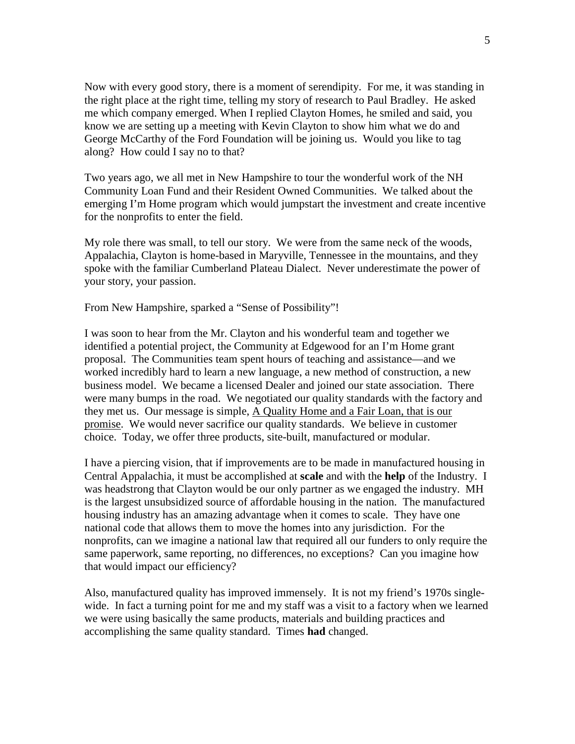Now with every good story, there is a moment of serendipity. For me, it was standing in the right place at the right time, telling my story of research to Paul Bradley. He asked me which company emerged. When I replied Clayton Homes, he smiled and said, you know we are setting up a meeting with Kevin Clayton to show him what we do and George McCarthy of the Ford Foundation will be joining us. Would you like to tag along? How could I say no to that?

Two years ago, we all met in New Hampshire to tour the wonderful work of the NH Community Loan Fund and their Resident Owned Communities. We talked about the emerging I'm Home program which would jumpstart the investment and create incentive for the nonprofits to enter the field.

My role there was small, to tell our story. We were from the same neck of the woods, Appalachia, Clayton is home-based in Maryville, Tennessee in the mountains, and they spoke with the familiar Cumberland Plateau Dialect. Never underestimate the power of your story, your passion.

From New Hampshire, sparked a "Sense of Possibility"!

I was soon to hear from the Mr. Clayton and his wonderful team and together we identified a potential project, the Community at Edgewood for an I'm Home grant proposal. The Communities team spent hours of teaching and assistance—and we worked incredibly hard to learn a new language, a new method of construction, a new business model. We became a licensed Dealer and joined our state association. There were many bumps in the road. We negotiated our quality standards with the factory and they met us. Our message is simple, <u>A Quality Home and a Fair Loan, that is our promise</u>. We would never sacrifice our quality standards. We believe in customer choice. Today, we offer three products, site-built, manufactured or modular.

I have a piercing vision, that if improvements are to be made in manufactured housing in Central Appalachia, it must be accomplished at **scale** and with the **help** of the Industry. I was headstrong that Clayton would be our only partner as we engaged the industry. MH is the largest unsubsidized source of affordable housing in the nation. The manufactured housing industry has an amazing advantage when it comes to scale. They have one national code that allows them to move the homes into any jurisdiction. For the nonprofits, can we imagine a national law that required all our funders to only require the same paperwork, same reporting, no differences, no exceptions? Can you imagine how that would impact our efficiency?

Also, manufactured quality has improved immensely. It is not my friend's 1970s single-wide. In fact a turning point for me and my staff was a visit to a factory when we learned we were using basically the same products, materials and building practices and accomplishing the same quality standard. Times **had** changed.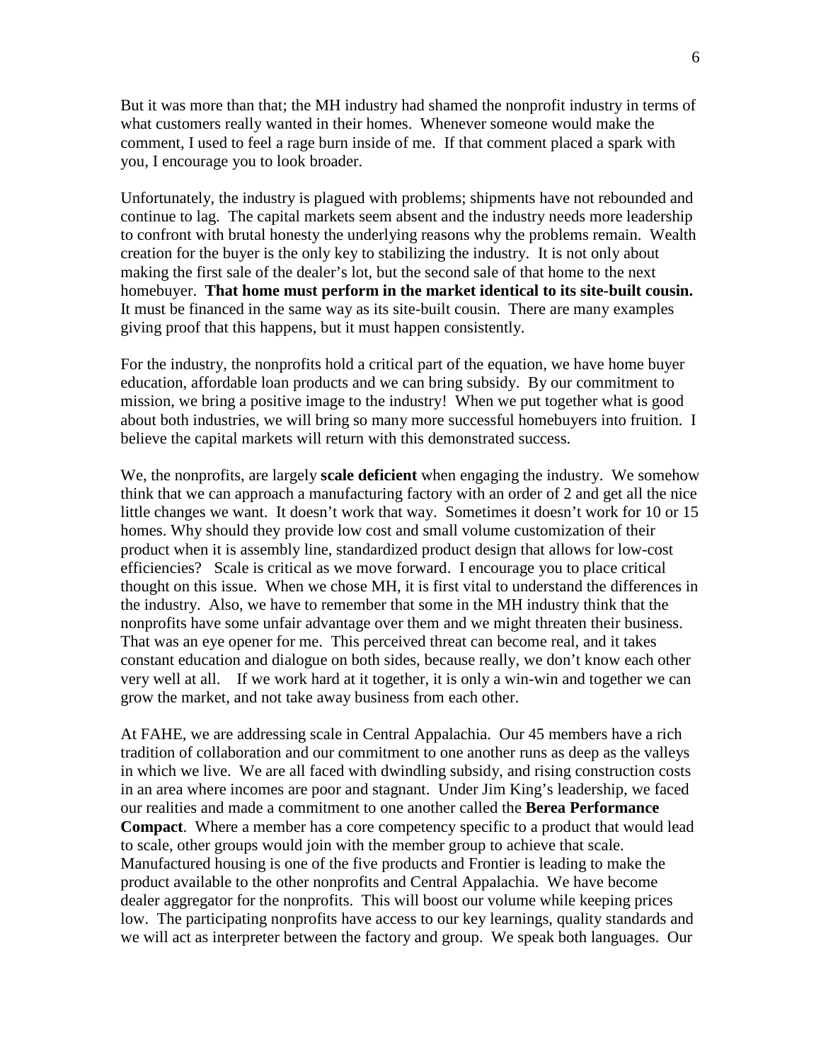But it was more than that; the MH industry had shamed the nonprofit industry in terms of what customers really wanted in their homes. Whenever someone would make the comment, I used to feel a rage burn inside of me. If that comment placed a spark with you, I encourage you to look broader.

Unfortunately, the industry is plagued with problems; shipments have not rebounded and continue to lag. The capital markets seem absent and the industry needs more leadership to confront with brutal honesty the underlying reasons why the problems remain. Wealth creation for the buyer is the only key to stabilizing the industry. It is not only about making the first sale of the dealer's lot, but the second sale of that home to the next homebuyer. **That home must perform in the market identical to its site-built cousin.** It must be financed in the same way as its site-built cousin. There are many examples giving proof that this happens, but it must happen consistently.

For the industry, the nonprofits hold a critical part of the equation, we have home buyer education, affordable loan products and we can bring subsidy. By our commitment to mission, we bring a positive image to the industry! When we put together what is good about both industries, we will bring so many more successful homebuyers into fruition. I believe the capital markets will return with this demonstrated success.

We, the nonprofits, are largely **scale deficient** when engaging the industry. We somehow think that we can approach a manufacturing factory with an order of 2 and get all the nice little changes we want. It doesn't work that way. Sometimes it doesn't work for 10 or 15 homes. Why should they provide low cost and small volume customization of their product when it is assembly line, standardized product design that allows for low-cost efficiencies? Scale is critical as we move forward. I encourage you to place critical thought on this issue. When we chose MH, it is first vital to understand the differences in the industry. Also, we have to remember that some in the MH industry think that the nonprofits have some unfair advantage over them and we might threaten their business. That was an eye opener for me. This perceived threat can become real, and it takes constant education and dialogue on both sides, because really, we don't know each other very well at all. If we work hard at it together, it is only a win-win and together we can grow the market, and not take away business from each other.

At FAHE, we are addressing scale in Central Appalachia. Our 45 members have a rich tradition of collaboration and our commitment to one another runs as deep as the valleys in which we live. We are all faced with dwindling subsidy, and rising construction costs in an area where incomes are poor and stagnant. Under Jim King's leadership, we faced our realities and made a commitment to one another called the **Berea Performance Compact**. Where a member has a core competency specific to a product that would lead to scale, other groups would join with the member group to achieve that scale. Manufactured housing is one of the five products and Frontier is leading to make the product available to the other nonprofits and Central Appalachia. We have become dealer aggregator for the nonprofits. This will boost our volume while keeping prices low. The participating nonprofits have access to our key learnings, quality standards and we will act as interpreter between the factory and group. We speak both languages. Our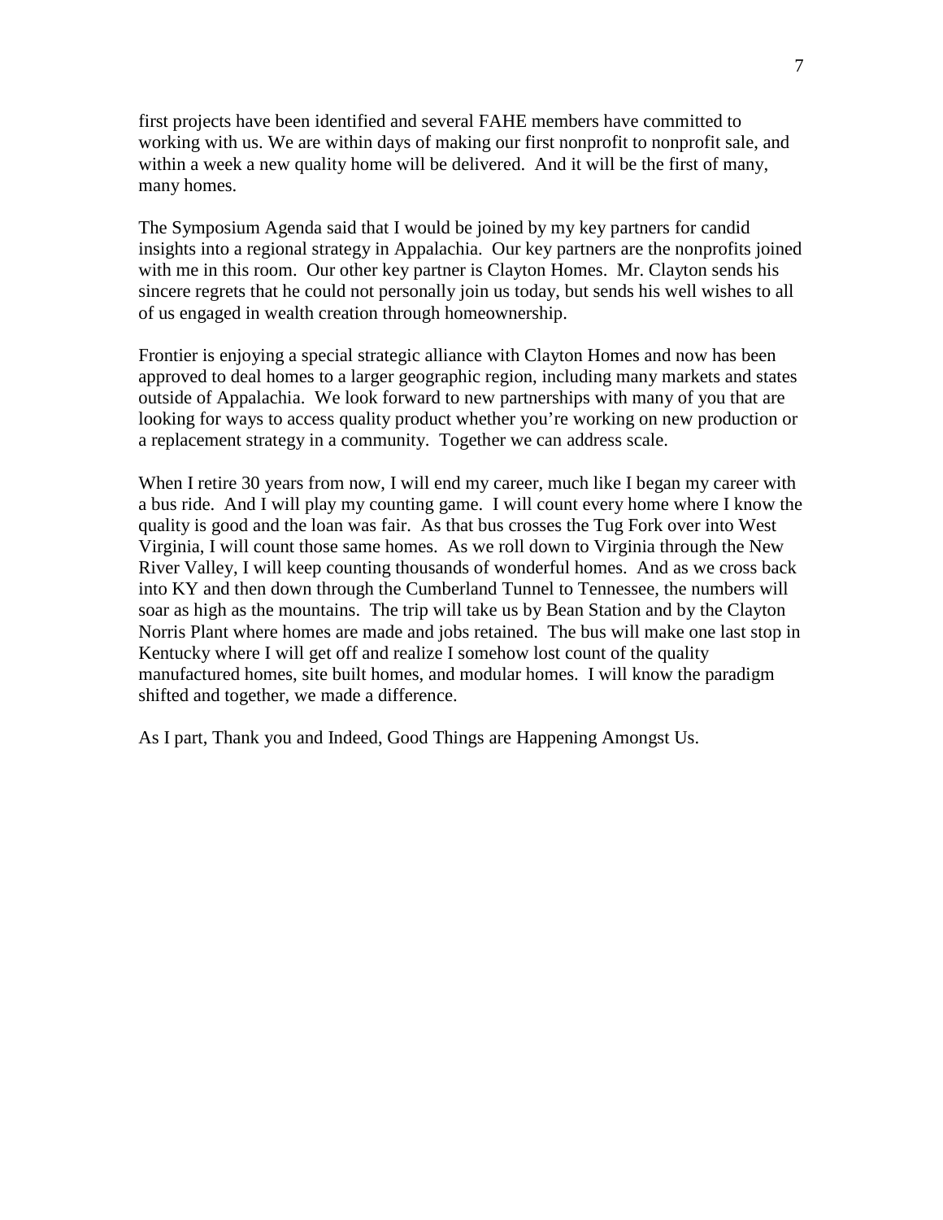first projects have been identified and several FAHE members have committed to working with us. We are within days of making our first nonprofit to nonprofit sale, and within a week a new quality home will be delivered. And it will be the first of many, many homes.

The Symposium Agenda said that I would be joined by my key partners for candid insights into a regional strategy in Appalachia. Our key partners are the nonprofits joined with me in this room. Our other key partner is Clayton Homes. Mr. Clayton sends his sincere regrets that he could not personally join us today, but sends his well wishes to all of us engaged in wealth creation through homeownership.

Frontier is enjoying a special strategic alliance with Clayton Homes and now has been approved to deal homes to a larger geographic region, including many markets and states outside of Appalachia. We look forward to new partnerships with many of you that are looking for ways to access quality product whether you're working on new production or a replacement strategy in a community. Together we can address scale.

When I retire 30 years from now, I will end my career, much like I began my career with a bus ride. And I will play my counting game. I will count every home where I know the quality is good and the loan was fair. As that bus crosses the Tug Fork over into West Virginia, I will count those same homes. As we roll down to Virginia through the New River Valley, I will keep counting thousands of wonderful homes. And as we cross back into KY and then down through the Cumberland Tunnel to Tennessee, the numbers will soar as high as the mountains. The trip will take us by Bean Station and by the Clayton Norris Plant where homes are made and jobs retained. The bus will make one last stop in Kentucky where I will get off and realize I somehow lost count of the quality manufactured homes, site built homes, and modular homes. I will know the paradigm shifted and together, we made a difference.

As I part, Thank you and Indeed, Good Things are Happening Amongst Us.